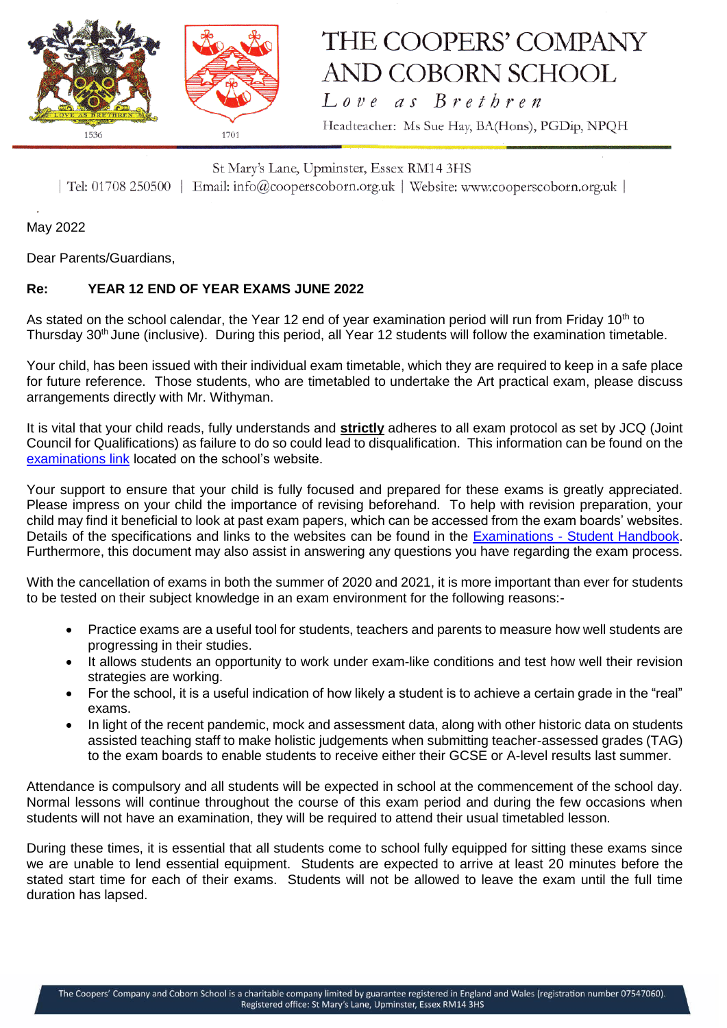# THE COOPERS' COMPANY AND COBORN SCHOOL

*Love as Brethren*

Headteacher: Ms Sue Hay, BA(Hons), PGDip, NPQH

St Mary's Lane, Upminster, Essex RM14 3HS

| Tel: 01708 250500 | Email: info@cooperscoborn.org.uk | Website: www.cooperscoborn.org.uk |

May 2022

Dear Parents/Guardians,

**Re: YEAR 12 END OF YEAR EXAMS JUNE 2022**

As stated on the school calendar, the Year 12 end of year examination period will run from Friday 10th to Thursday 30th June (inclusive). During this period, all Year 12 students will follow the examination timetable.

Your child, has been issued with their individual exam timetable, which they are required to keep in a safe place for future reference. Those students, who are timetabled to undertake the Art practical exam, please discuss arrangements directly with Mr. Withyman.

It is vital that your child reads, fully understands and **strictly** adheres to all exam protocol as set by JCQ (Joint Council for Qualifications) as failure to do so could lead to disqualification. This information can be found on the examinations link located on the school's website.

Your support to ensure that your child is fully focused and prepared for these exams is greatly appreciated. Please impress on your child the importance of revising beforehand. To help with revision preparation, your child may find it beneficial to look at past exam papers, which can be accessed from the exam boards' websites. Details of the specifications and links to the websites can be found in the Examinations - Student Handbook. Furthermore, this document may also assist in answering any questions you have regarding the exam process.

With the cancellation of exams in both the summer of 2020 and 2021, it is more important than ever for students to be tested on their subject knowledge in an exam environment for the following reasons:-

- Practice exams are a useful tool for students, teachers and parents to measure how well students are progressing in their studies.
- It allows students an opportunity to work under exam-like conditions and test how well their revision strategies are working.
- For the school, it is a useful indication of how likely a student is to achieve a certain grade in the "real" exams.
- In light of the recent pandemic, mock and assessment data, along with other historic data on students assisted teaching staff to make holistic judgements when submitting teacher-assessed grades (TAG) to the exam boards to enable students to receive either their GCSE or A-level results last summer.

Attendance is compulsory and all students will be expected in school at the commencement of the school day. Normal lessons will continue throughout the course of this exam period and during the few occasions when students will not have an examination, they will be required to attend their usual timetabled lesson.

During these times, it is essential that all students come to school fully equipped for sitting these exams since we are unable to lend essential equipment. Students are expected to arrive at least 20 minutes before the stated start time for each of their exams. Students will not be allowed to leave the exam until the full time duration has lapsed.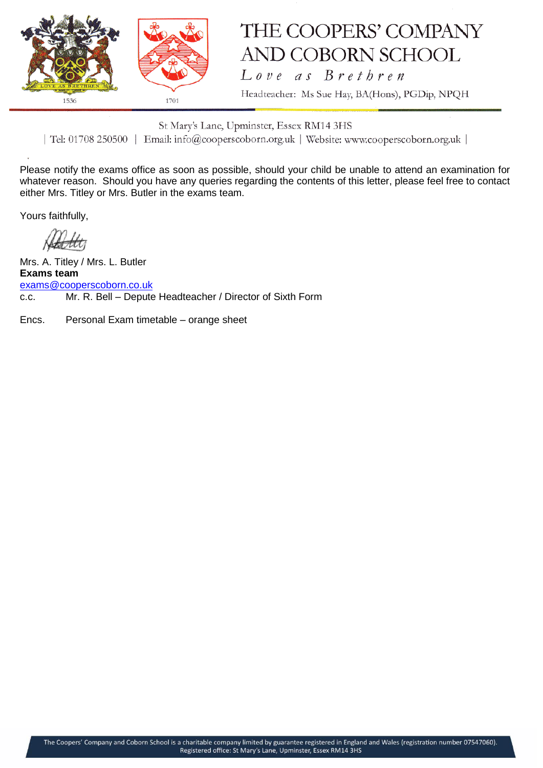# THE COOPERS' COMPANY AND COBORN SCHOOL

*Love as Brethren*

Headteacher: Ms Sue Hay, BA(Hons), PGDip, NPQH

St Mary's Lane, Upminster, Essex RM14 3HS

| Tel: 01708 250500 | Email: info@cooperscoborn.org.uk | Website: www.cooperscoborn.org.uk |

Please notify the exams office as soon as possible, should your child be unable to attend an examination for whatever reason. Should you have any queries regarding the contents of this letter, please feel free to contact either Mrs. Titley or Mrs. Butler in the exams team.

Yours faithfully,

Mrs. A. Titley / Mrs. L. Butler
**Exams team**
exams@cooperscoborn.co.uk

c.c. Mr. R. Bell – Depute Headteacher / Director of Sixth Form

Encs. Personal Exam timetable – orange sheet

The Coopers' Company and Coborn School is a charitable company limited by guarantee registered in England and Wales (registration number 07547060).
Registered office: St Mary's Lane, Upminster, Essex RM14 3HS